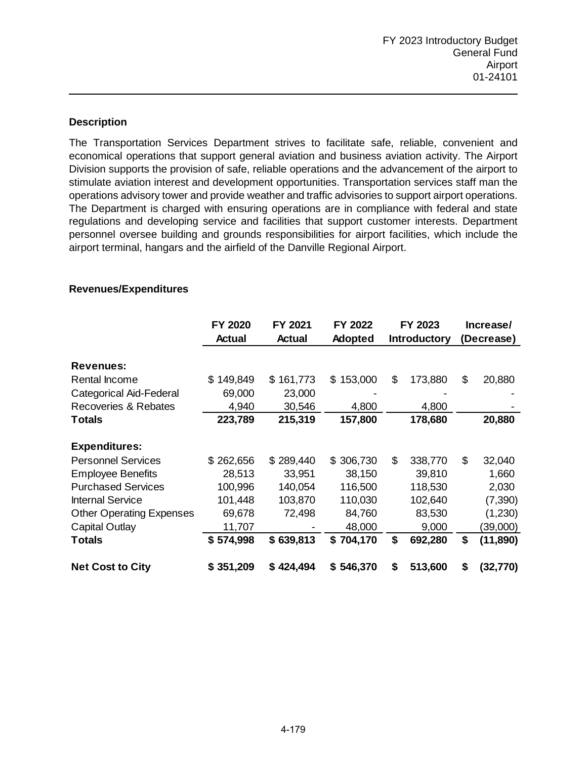FY 2023 Introductory Budget
General Fund
Airport
01-24101

### Description

The Transportation Services Department strives to facilitate safe, reliable, convenient and economical operations that support general aviation and business aviation activity. The Airport Division supports the provision of safe, reliable operations and the advancement of the airport to stimulate aviation interest and development opportunities. Transportation services staff man the operations advisory tower and provide weather and traffic advisories to support airport operations. The Department is charged with ensuring operations are in compliance with federal and state regulations and developing service and facilities that support customer interests. Department personnel oversee building and grounds responsibilities for airport facilities, which include the airport terminal, hangars and the airfield of the Danville Regional Airport.

### Revenues/Expenditures

| | FY 2020 Actual | FY 2021 Actual | FY 2022 Adopted | FY 2023 Introductory | Increase/ (Decrease) |
|---|---|---|---|---|---|
| **Revenues:** | | | | | |
| Rental Income | $ 149,849 | $ 161,773 | $ 153,000 | $ 173,880 | $ 20,880 |
| Categorical Aid-Federal | 69,000 | 23,000 | - | - | - |
| Recoveries & Rebates | 4,940 | 30,546 | 4,800 | 4,800 | - |
| **Totals** | **223,789** | **215,319** | **157,800** | **178,680** | **20,880** |
| **Expenditures:** | | | | | |
| Personnel Services | $ 262,656 | $ 289,440 | $ 306,730 | $ 338,770 | $ 32,040 |
| Employee Benefits | 28,513 | 33,951 | 38,150 | 39,810 | 1,660 |
| Purchased Services | 100,996 | 140,054 | 116,500 | 118,530 | 2,030 |
| Internal Service | 101,448 | 103,870 | 110,030 | 102,640 | (7,390) |
| Other Operating Expenses | 69,678 | 72,498 | 84,760 | 83,530 | (1,230) |
| Capital Outlay | 11,707 | - | 48,000 | 9,000 | (39,000) |
| **Totals** | **$ 574,998** | **$ 639,813** | **$ 704,170** | **$ 692,280** | **$ (11,890)** |
| **Net Cost to City** | **$ 351,209** | **$ 424,494** | **$ 546,370** | **$ 513,600** | **$ (32,770)** |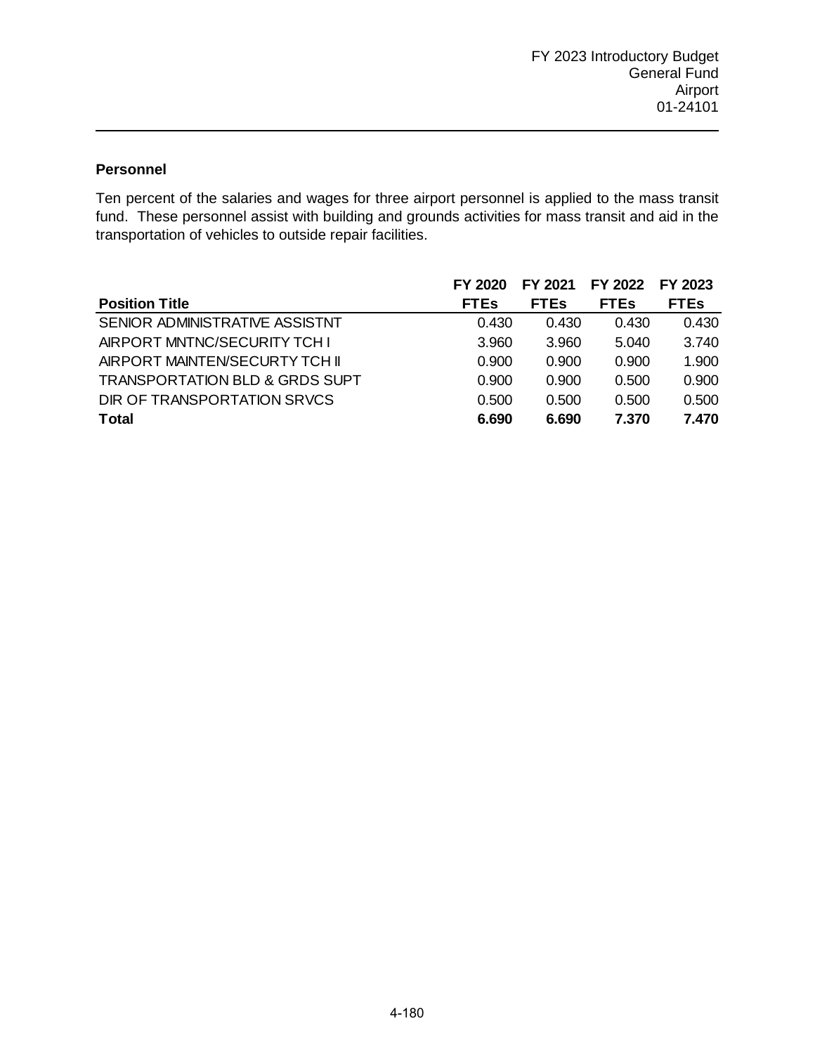## Personnel

Ten percent of the salaries and wages for three airport personnel is applied to the mass transit fund. These personnel assist with building and grounds activities for mass transit and aid in the transportation of vehicles to outside repair facilities.

| Position Title | FY 2020 FTEs | FY 2021 FTEs | FY 2022 FTEs | FY 2023 FTEs |
|---|---|---|---|---|
| SENIOR ADMINISTRATIVE ASSISTNT | 0.430 | 0.430 | 0.430 | 0.430 |
| AIRPORT MNTNC/SECURITY TCH I | 3.960 | 3.960 | 5.040 | 3.740 |
| AIRPORT MAINTEN/SECURTY TCH II | 0.900 | 0.900 | 0.900 | 1.900 |
| TRANSPORTATION BLD & GRDS SUPT | 0.900 | 0.900 | 0.500 | 0.900 |
| DIR OF TRANSPORTATION SRVCS | 0.500 | 0.500 | 0.500 | 0.500 |
| **Total** | **6.690** | **6.690** | **7.370** | **7.470** |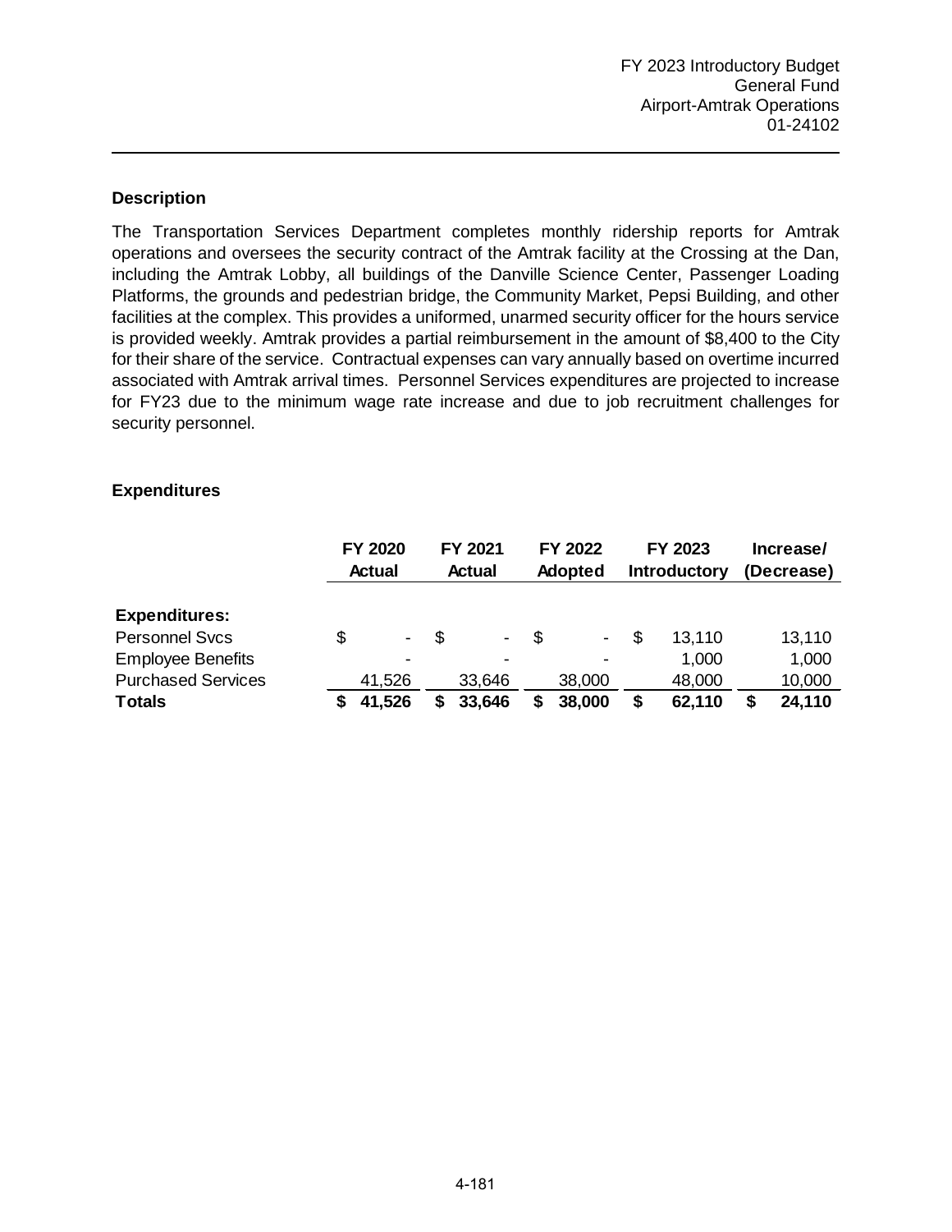FY 2023 Introductory Budget
General Fund
Airport-Amtrak Operations
01-24102

### Description

The Transportation Services Department completes monthly ridership reports for Amtrak operations and oversees the security contract of the Amtrak facility at the Crossing at the Dan, including the Amtrak Lobby, all buildings of the Danville Science Center, Passenger Loading Platforms, the grounds and pedestrian bridge, the Community Market, Pepsi Building, and other facilities at the complex. This provides a uniformed, unarmed security officer for the hours service is provided weekly. Amtrak provides a partial reimbursement in the amount of $8,400 to the City for their share of the service. Contractual expenses can vary annually based on overtime incurred associated with Amtrak arrival times. Personnel Services expenditures are projected to increase for FY23 due to the minimum wage rate increase and due to job recruitment challenges for security personnel.

### Expenditures

| | FY 2020 Actual | FY 2021 Actual | FY 2022 Adopted | FY 2023 Introductory | Increase/ (Decrease) |
|---|---|---|---|---|---|
| **Expenditures:** | | | | | |
| Personnel Svcs | $ - | $ - | $ - | $ 13,110 | 13,110 |
| Employee Benefits | - | - | - | 1,000 | 1,000 |
| Purchased Services | 41,526 | 33,646 | 38,000 | 48,000 | 10,000 |
| **Totals** | **$ 41,526** | **$ 33,646** | **$ 38,000** | **$ 62,110** | **$ 24,110** |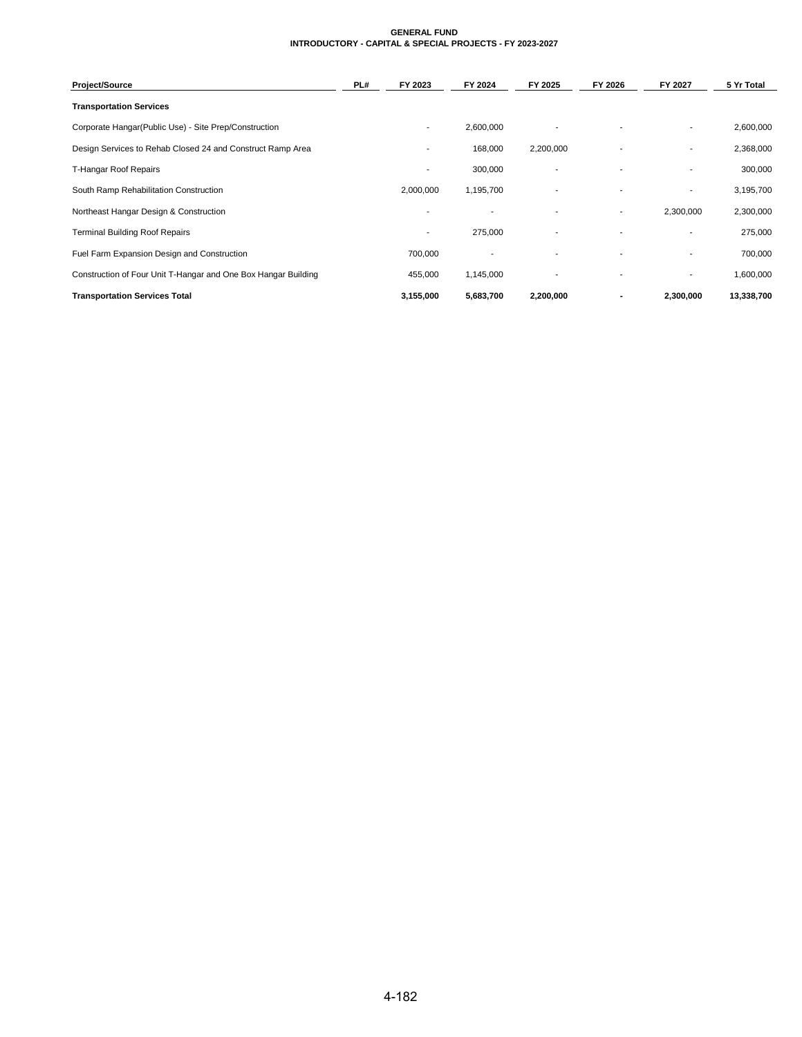**GENERAL FUND**
**INTRODUCTORY - CAPITAL & SPECIAL PROJECTS - FY 2023-2027**

| Project/Source | PL# | FY 2023 | FY 2024 | FY 2025 | FY 2026 | FY 2027 | 5 Yr Total |
|---|---|---|---|---|---|---|---|
| **Transportation Services** | | | | | | | |
| Corporate Hangar(Public Use) - Site Prep/Construction | | - | 2,600,000 | - | - | - | 2,600,000 |
| Design Services to Rehab Closed 24 and Construct Ramp Area | | - | 168,000 | 2,200,000 | - | - | 2,368,000 |
| T-Hangar Roof Repairs | | - | 300,000 | - | - | - | 300,000 |
| South Ramp Rehabilitation Construction | | 2,000,000 | 1,195,700 | - | - | - | 3,195,700 |
| Northeast Hangar Design & Construction | | - | - | - | - | 2,300,000 | 2,300,000 |
| Terminal Building Roof Repairs | | - | 275,000 | - | - | - | 275,000 |
| Fuel Farm Expansion Design and Construction | | 700,000 | - | - | - | - | 700,000 |
| Construction of Four Unit T-Hangar and One Box Hangar Building | | 455,000 | 1,145,000 | - | - | - | 1,600,000 |
| **Transportation Services Total** | | **3,155,000** | **5,683,700** | **2,200,000** | **-** | **2,300,000** | **13,338,700** |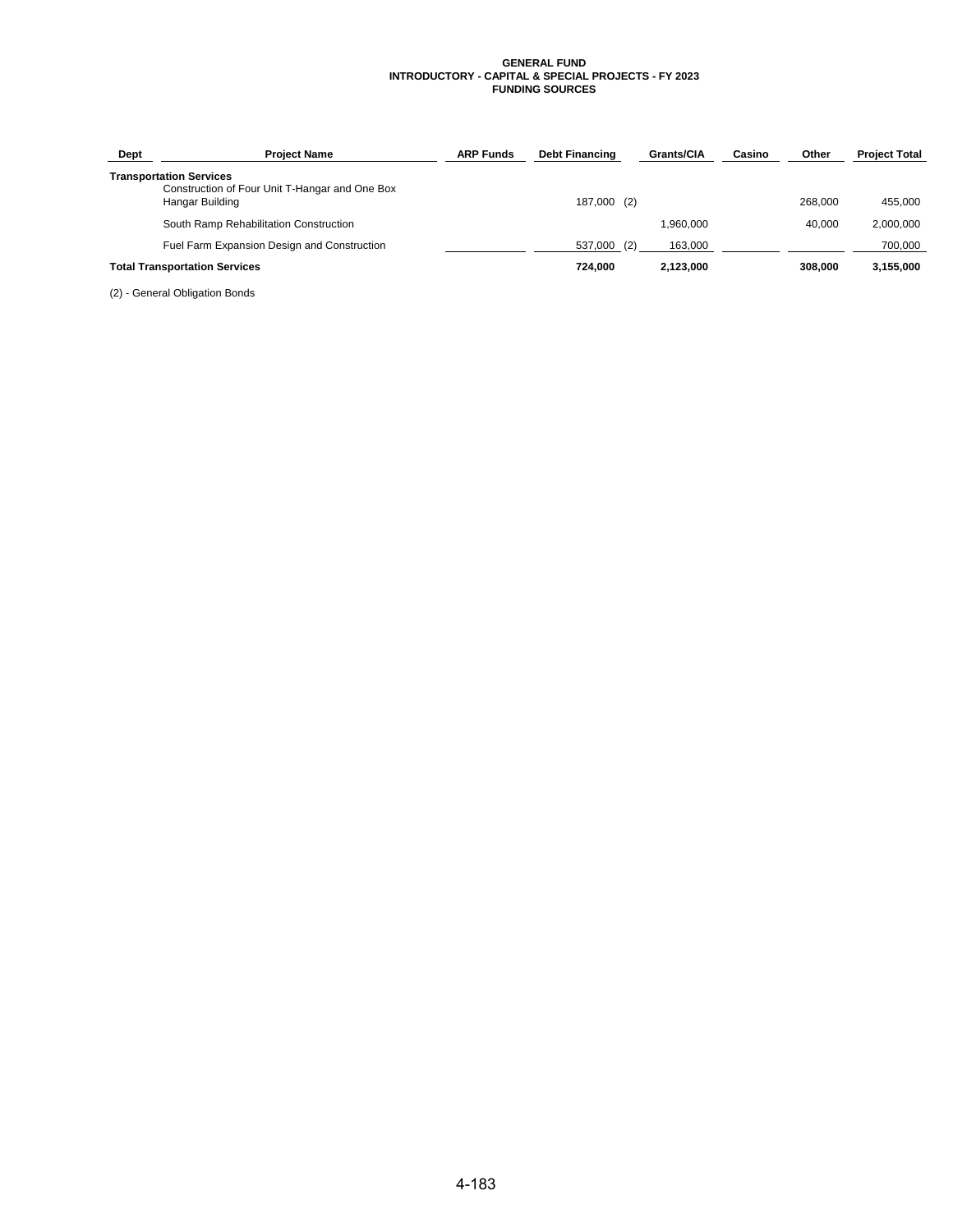**GENERAL FUND**
**INTRODUCTORY - CAPITAL & SPECIAL PROJECTS - FY 2023**
**FUNDING SOURCES**

| Dept | Project Name | ARP Funds | Debt Financing | Grants/CIA | Casino | Other | Project Total |
|---|---|---|---|---|---|---|---|
| **Transportation Services** | | | | | | | |
| | Construction of Four Unit T-Hangar and One Box Hangar Building | | 187,000 (2) | | | 268,000 | 455,000 |
| | South Ramp Rehabilitation Construction | | | 1,960,000 | | 40,000 | 2,000,000 |
| | Fuel Farm Expansion Design and Construction | | 537,000 (2) | 163,000 | | | 700,000 |
| **Total Transportation Services** | | | **724,000** | **2,123,000** | | **308,000** | **3,155,000** |

(2) - General Obligation Bonds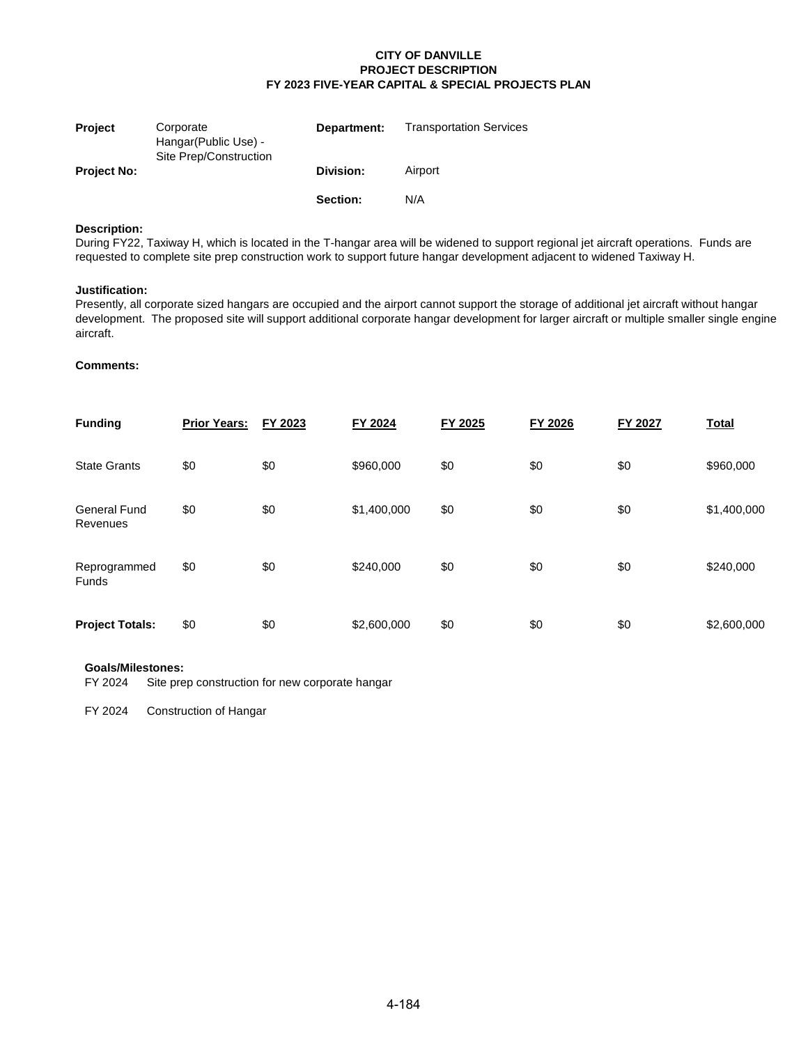**CITY OF DANVILLE**
**PROJECT DESCRIPTION**
**FY 2023 FIVE-YEAR CAPITAL & SPECIAL PROJECTS PLAN**

| | | | |
|---|---|---|---|
| **Project** | Corporate Hangar(Public Use) - Site Prep/Construction | **Department:** | Transportation Services |
| **Project No:** | | **Division:** | Airport |
| | | **Section:** | N/A |

**Description:**
During FY22, Taxiway H, which is located in the T-hangar area will be widened to support regional jet aircraft operations. Funds are requested to complete site prep construction work to support future hangar development adjacent to widened Taxiway H.

**Justification:**
Presently, all corporate sized hangars are occupied and the airport cannot support the storage of additional jet aircraft without hangar development. The proposed site will support additional corporate hangar development for larger aircraft or multiple smaller single engine aircraft.

**Comments:**

| **Funding** | **Prior Years:** | **FY 2023** | **FY 2024** | **FY 2025** | **FY 2026** | **FY 2027** | **Total** |
|---|---|---|---|---|---|---|---|
| State Grants | $0 | $0 | $960,000 | $0 | $0 | $0 | $960,000 |
| General Fund Revenues | $0 | $0 | $1,400,000 | $0 | $0 | $0 | $1,400,000 |
| Reprogrammed Funds | $0 | $0 | $240,000 | $0 | $0 | $0 | $240,000 |
| **Project Totals:** | $0 | $0 | $2,600,000 | $0 | $0 | $0 | $2,600,000 |

**Goals/Milestones:**

FY 2024 Site prep construction for new corporate hangar

FY 2024 Construction of Hangar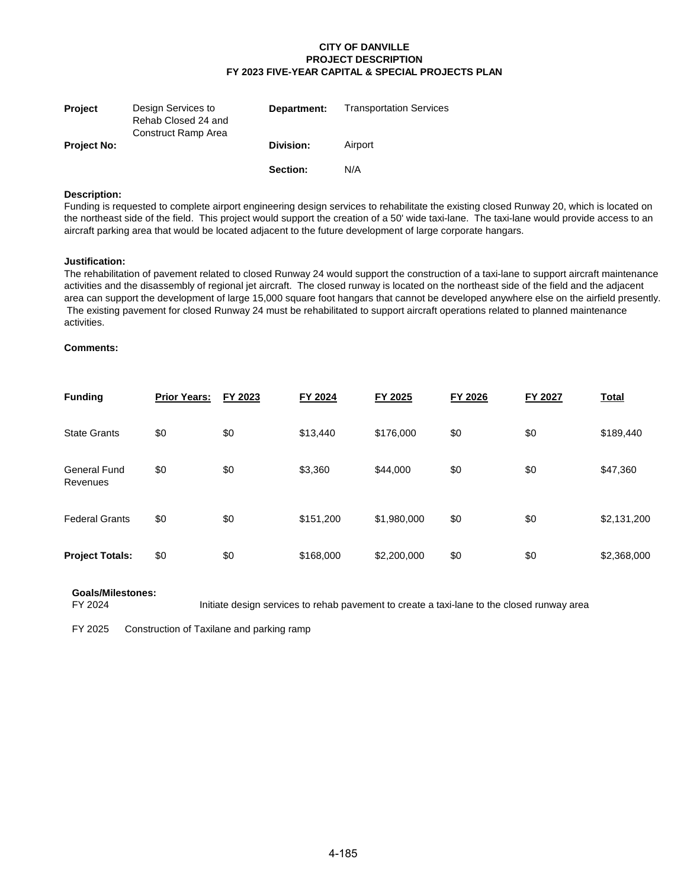**CITY OF DANVILLE**
**PROJECT DESCRIPTION**
**FY 2023 FIVE-YEAR CAPITAL & SPECIAL PROJECTS PLAN**

| | | | |
|---|---|---|---|
| **Project** | Design Services to Rehab Closed 24 and Construct Ramp Area | **Department:** | Transportation Services |
| **Project No:** | | **Division:** | Airport |
| | | **Section:** | N/A |

**Description:**
Funding is requested to complete airport engineering design services to rehabilitate the existing closed Runway 20, which is located on the northeast side of the field. This project would support the creation of a 50' wide taxi-lane. The taxi-lane would provide access to an aircraft parking area that would be located adjacent to the future development of large corporate hangars.

**Justification:**
The rehabilitation of pavement related to closed Runway 24 would support the construction of a taxi-lane to support aircraft maintenance activities and the disassembly of regional jet aircraft. The closed runway is located on the northeast side of the field and the adjacent area can support the development of large 15,000 square foot hangars that cannot be developed anywhere else on the airfield presently. The existing pavement for closed Runway 24 must be rehabilitated to support aircraft operations related to planned maintenance activities.

**Comments:**

| **Funding** | **Prior Years:** | **FY 2023** | **FY 2024** | **FY 2025** | **FY 2026** | **FY 2027** | **Total** |
|---|---|---|---|---|---|---|---|
| State Grants | $0 | $0 | $13,440 | $176,000 | $0 | $0 | $189,440 |
| General Fund Revenues | $0 | $0 | $3,360 | $44,000 | $0 | $0 | $47,360 |
| Federal Grants | $0 | $0 | $151,200 | $1,980,000 | $0 | $0 | $2,131,200 |
| **Project Totals:** | $0 | $0 | $168,000 | $2,200,000 | $0 | $0 | $2,368,000 |

**Goals/Milestones:**

FY 2024 Initiate design services to rehab pavement to create a taxi-lane to the closed runway area

FY 2025 Construction of Taxilane and parking ramp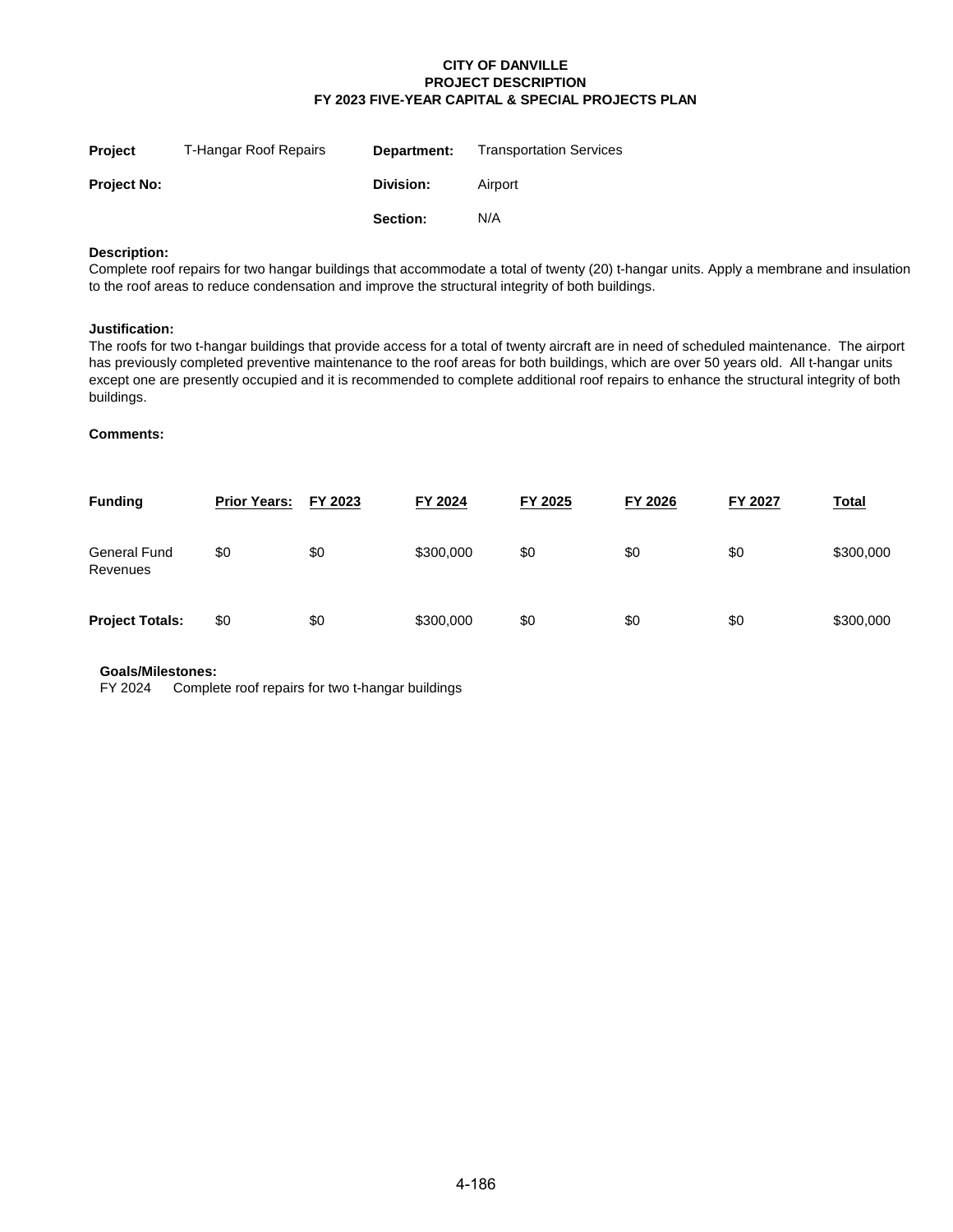**CITY OF DANVILLE**
**PROJECT DESCRIPTION**
**FY 2023 FIVE-YEAR CAPITAL & SPECIAL PROJECTS PLAN**

| **Project** | T-Hangar Roof Repairs | **Department:** | Transportation Services |
|---|---|---|---|
| **Project No:** | | **Division:** | Airport |
| | | **Section:** | N/A |

**Description:**
Complete roof repairs for two hangar buildings that accommodate a total of twenty (20) t-hangar units. Apply a membrane and insulation to the roof areas to reduce condensation and improve the structural integrity of both buildings.

**Justification:**
The roofs for two t-hangar buildings that provide access for a total of twenty aircraft are in need of scheduled maintenance. The airport has previously completed preventive maintenance to the roof areas for both buildings, which are over 50 years old. All t-hangar units except one are presently occupied and it is recommended to complete additional roof repairs to enhance the structural integrity of both buildings.

**Comments:**

| **Funding** | **Prior Years:** | **FY 2023** | **FY 2024** | **FY 2025** | **FY 2026** | **FY 2027** | **Total** |
|---|---|---|---|---|---|---|---|
| General Fund Revenues | $0 | $0 | $300,000 | $0 | $0 | $0 | $300,000 |
| **Project Totals:** | $0 | $0 | $300,000 | $0 | $0 | $0 | $300,000 |

**Goals/Milestones:**
FY 2024 Complete roof repairs for two t-hangar buildings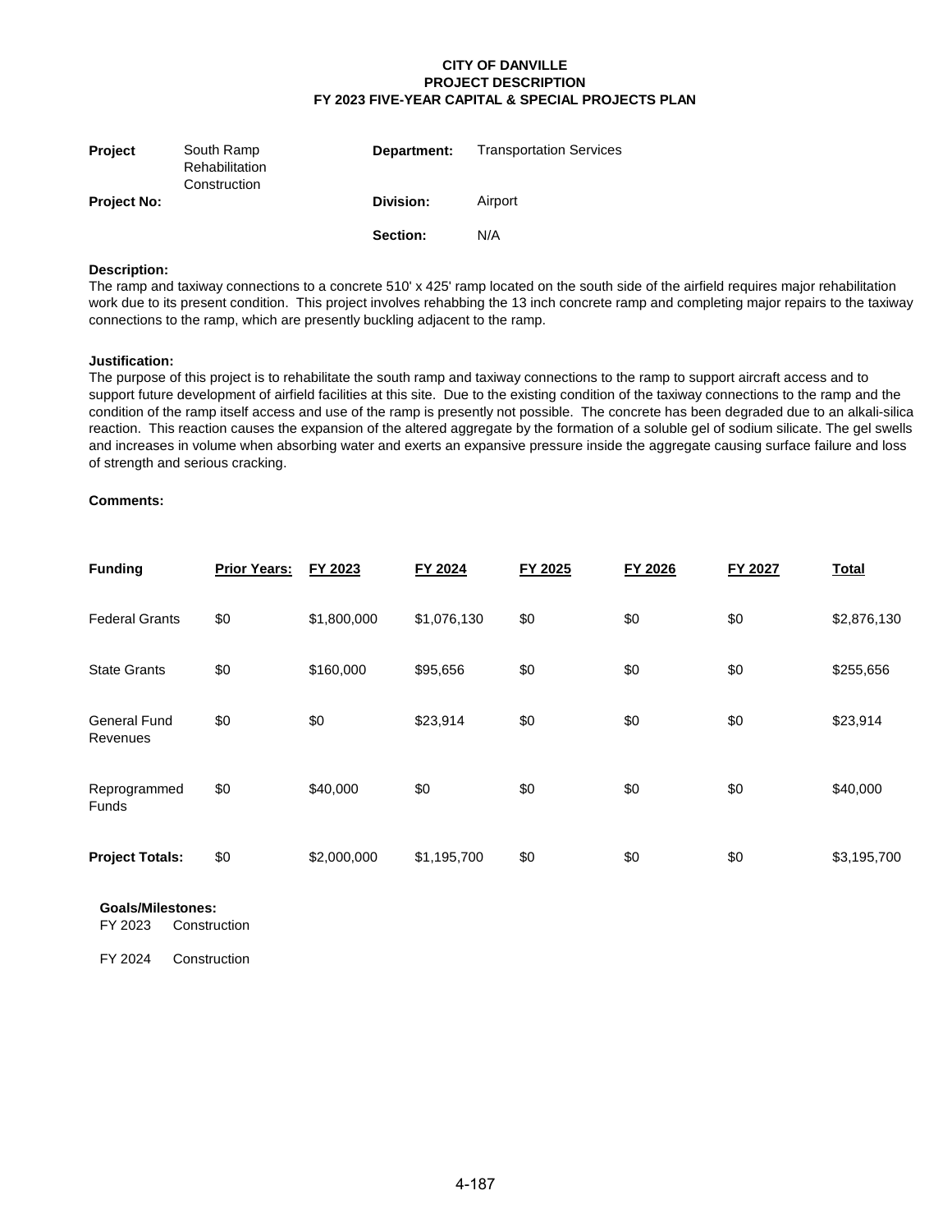**CITY OF DANVILLE**
**PROJECT DESCRIPTION**
**FY 2023 FIVE-YEAR CAPITAL & SPECIAL PROJECTS PLAN**

| | | | |
|---|---|---|---|
| **Project** | South Ramp Rehabilitation Construction | **Department:** | Transportation Services |
| **Project No:** | | **Division:** | Airport |
| | | **Section:** | N/A |

**Description:**
The ramp and taxiway connections to a concrete 510' x 425' ramp located on the south side of the airfield requires major rehabilitation work due to its present condition. This project involves rehabbing the 13 inch concrete ramp and completing major repairs to the taxiway connections to the ramp, which are presently buckling adjacent to the ramp.

**Justification:**
The purpose of this project is to rehabilitate the south ramp and taxiway connections to the ramp to support aircraft access and to support future development of airfield facilities at this site. Due to the existing condition of the taxiway connections to the ramp and the condition of the ramp itself access and use of the ramp is presently not possible. The concrete has been degraded due to an alkali-silica reaction. This reaction causes the expansion of the altered aggregate by the formation of a soluble gel of sodium silicate. The gel swells and increases in volume when absorbing water and exerts an expansive pressure inside the aggregate causing surface failure and loss of strength and serious cracking.

**Comments:**

| **Funding** | **Prior Years:** | **FY 2023** | **FY 2024** | **FY 2025** | **FY 2026** | **FY 2027** | **Total** |
|---|---|---|---|---|---|---|---|
| Federal Grants | $0 | $1,800,000 | $1,076,130 | $0 | $0 | $0 | $2,876,130 |
| State Grants | $0 | $160,000 | $95,656 | $0 | $0 | $0 | $255,656 |
| General Fund Revenues | $0 | $0 | $23,914 | $0 | $0 | $0 | $23,914 |
| Reprogrammed Funds | $0 | $40,000 | $0 | $0 | $0 | $0 | $40,000 |
| **Project Totals:** | $0 | $2,000,000 | $1,195,700 | $0 | $0 | $0 | $3,195,700 |

**Goals/Milestones:**

FY 2023 Construction

FY 2024 Construction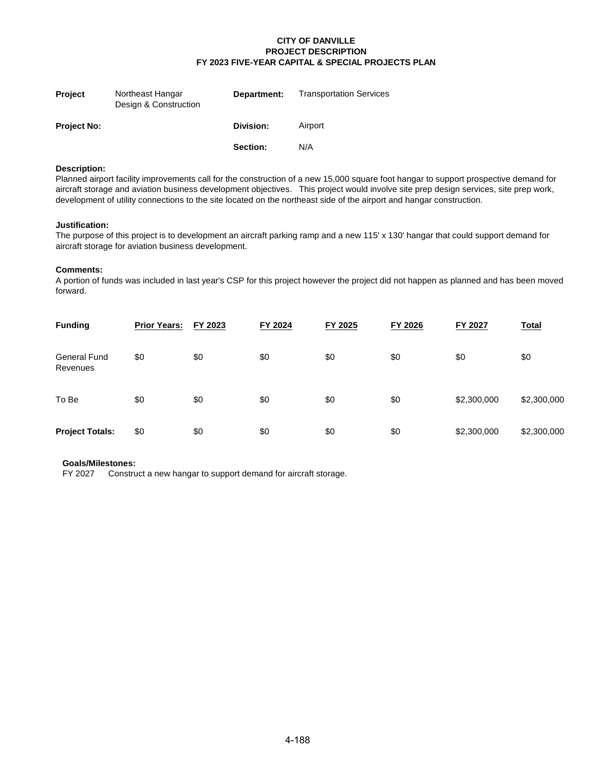**CITY OF DANVILLE**
**PROJECT DESCRIPTION**
**FY 2023 FIVE-YEAR CAPITAL & SPECIAL PROJECTS PLAN**

| | | | |
|---|---|---|---|
| **Project** | Northeast Hangar Design & Construction | **Department:** | Transportation Services |
| **Project No:** | | **Division:** | Airport |
| | | **Section:** | N/A |

**Description:**
Planned airport facility improvements call for the construction of a new 15,000 square foot hangar to support prospective demand for aircraft storage and aviation business development objectives. This project would involve site prep design services, site prep work, development of utility connections to the site located on the northeast side of the airport and hangar construction.

**Justification:**
The purpose of this project is to development an aircraft parking ramp and a new 115' x 130' hangar that could support demand for aircraft storage for aviation business development.

**Comments:**
A portion of funds was included in last year's CSP for this project however the project did not happen as planned and has been moved forward.

| **Funding** | **Prior Years:** | **FY 2023** | **FY 2024** | **FY 2025** | **FY 2026** | **FY 2027** | **Total** |
|---|---|---|---|---|---|---|---|
| General Fund Revenues | $0 | $0 | $0 | $0 | $0 | $0 | $0 |
| To Be | $0 | $0 | $0 | $0 | $0 | $2,300,000 | $2,300,000 |
| **Project Totals:** | $0 | $0 | $0 | $0 | $0 | $2,300,000 | $2,300,000 |

**Goals/Milestones:**
FY 2027 Construct a new hangar to support demand for aircraft storage.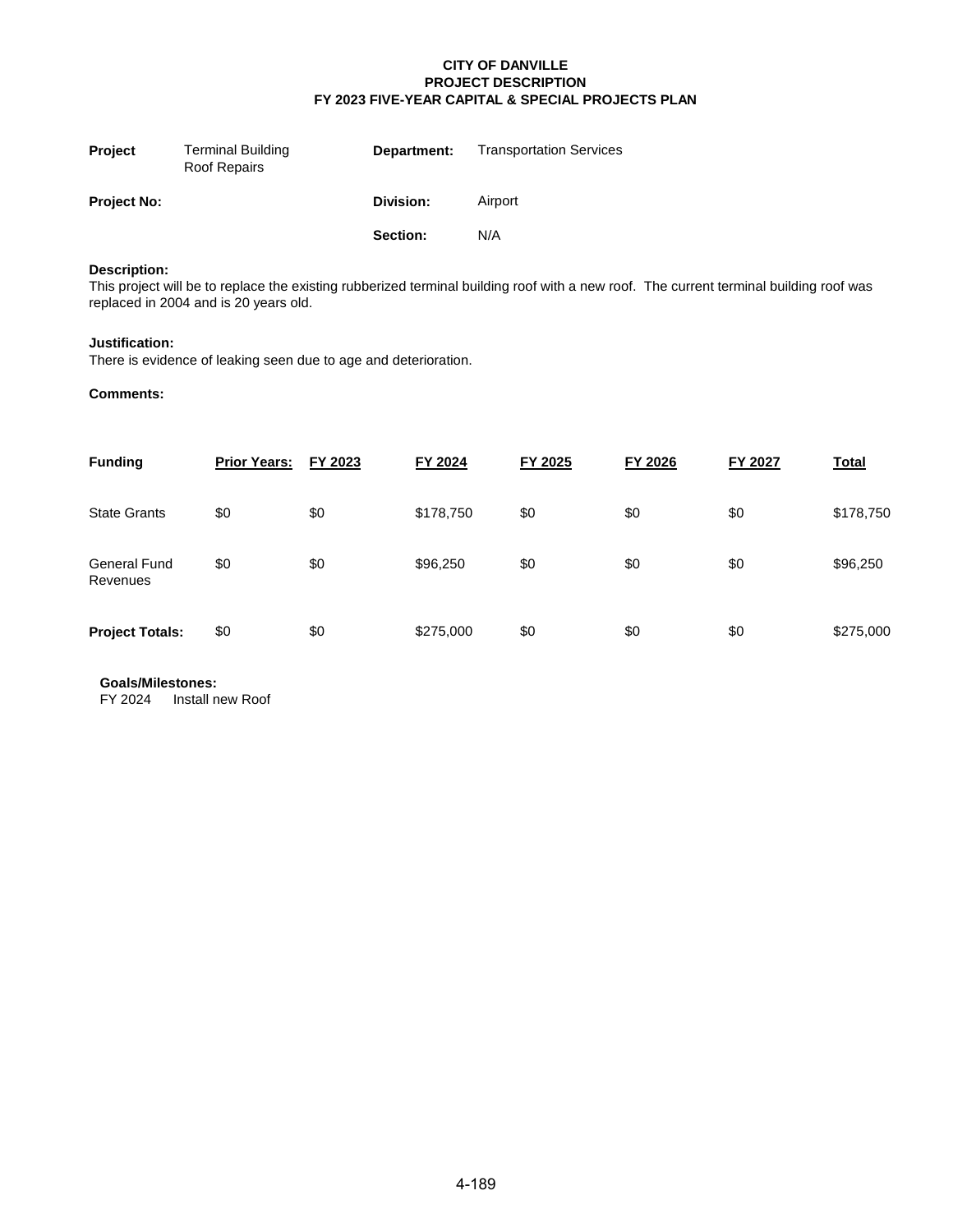**CITY OF DANVILLE**
**PROJECT DESCRIPTION**
**FY 2023 FIVE-YEAR CAPITAL & SPECIAL PROJECTS PLAN**

| | | | |
|---|---|---|---|
| **Project** | Terminal Building Roof Repairs | **Department:** | Transportation Services |
| **Project No:** | | **Division:** | Airport |
| | | **Section:** | N/A |

**Description:**
This project will be to replace the existing rubberized terminal building roof with a new roof. The current terminal building roof was replaced in 2004 and is 20 years old.

**Justification:**
There is evidence of leaking seen due to age and deterioration.

**Comments:**

| **Funding** | **Prior Years:** | **FY 2023** | **FY 2024** | **FY 2025** | **FY 2026** | **FY 2027** | **Total** |
|---|---|---|---|---|---|---|---|
| State Grants | $0 | $0 | $178,750 | $0 | $0 | $0 | $178,750 |
| General Fund Revenues | $0 | $0 | $96,250 | $0 | $0 | $0 | $96,250 |
| **Project Totals:** | $0 | $0 | $275,000 | $0 | $0 | $0 | $275,000 |

**Goals/Milestones:**
FY 2024 Install new Roof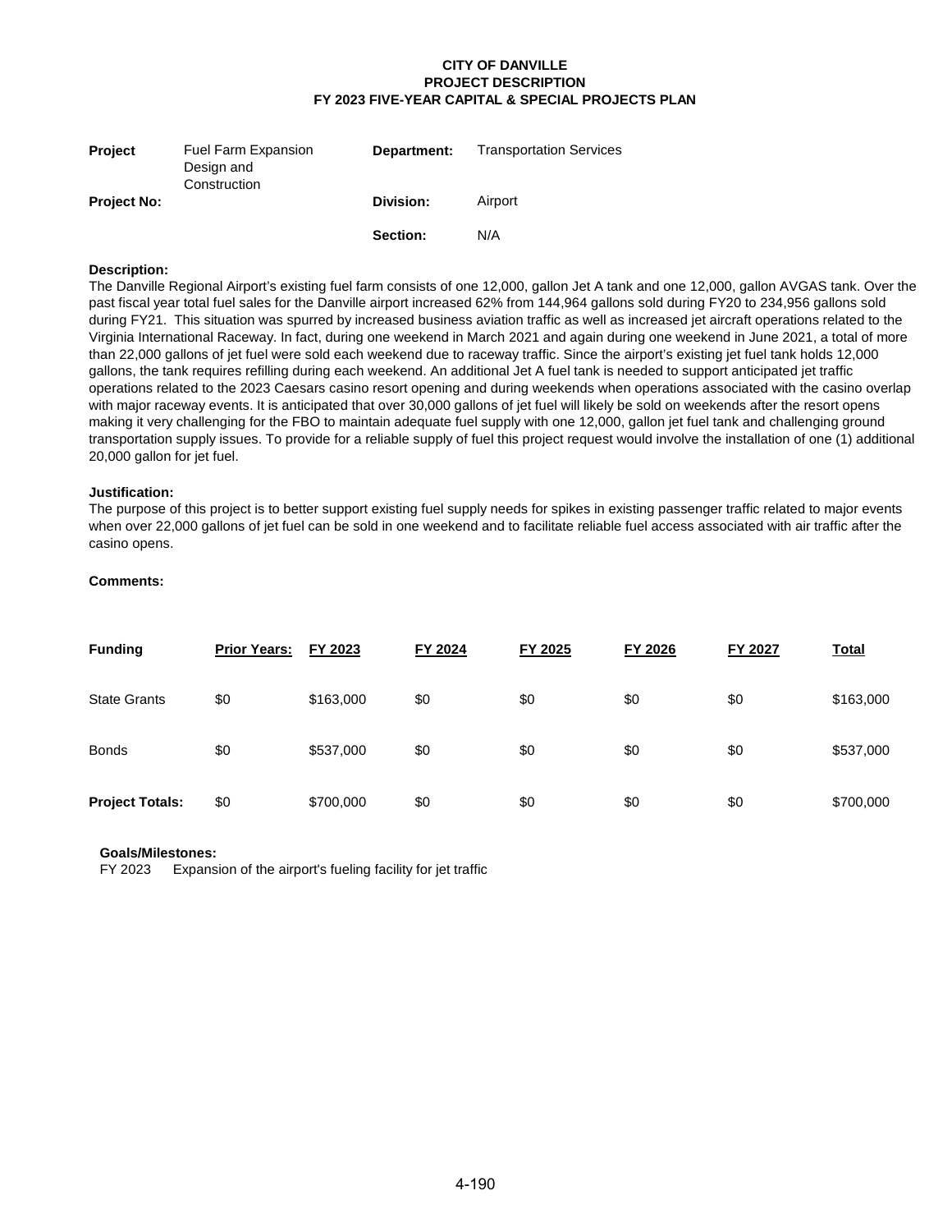**CITY OF DANVILLE**
**PROJECT DESCRIPTION**
**FY 2023 FIVE-YEAR CAPITAL & SPECIAL PROJECTS PLAN**

| | | | |
|---|---|---|---|
| **Project** | Fuel Farm Expansion Design and Construction | **Department:** | Transportation Services |
| **Project No:** | | **Division:** | Airport |
| | | **Section:** | N/A |

**Description:**
The Danville Regional Airport's existing fuel farm consists of one 12,000, gallon Jet A tank and one 12,000, gallon AVGAS tank. Over the past fiscal year total fuel sales for the Danville airport increased 62% from 144,964 gallons sold during FY20 to 234,956 gallons sold during FY21. This situation was spurred by increased business aviation traffic as well as increased jet aircraft operations related to the Virginia International Raceway. In fact, during one weekend in March 2021 and again during one weekend in June 2021, a total of more than 22,000 gallons of jet fuel were sold each weekend due to raceway traffic. Since the airport's existing jet fuel tank holds 12,000 gallons, the tank requires refilling during each weekend. An additional Jet A fuel tank is needed to support anticipated jet traffic operations related to the 2023 Caesars casino resort opening and during weekends when operations associated with the casino overlap with major raceway events. It is anticipated that over 30,000 gallons of jet fuel will likely be sold on weekends after the resort opens making it very challenging for the FBO to maintain adequate fuel supply with one 12,000, gallon jet fuel tank and challenging ground transportation supply issues. To provide for a reliable supply of fuel this project request would involve the installation of one (1) additional 20,000 gallon for jet fuel.

**Justification:**
The purpose of this project is to better support existing fuel supply needs for spikes in existing passenger traffic related to major events when over 22,000 gallons of jet fuel can be sold in one weekend and to facilitate reliable fuel access associated with air traffic after the casino opens.

**Comments:**

| **Funding** | **Prior Years:** | **FY 2023** | **FY 2024** | **FY 2025** | **FY 2026** | **FY 2027** | **Total** |
|---|---|---|---|---|---|---|---|
| State Grants | $0 | $163,000 | $0 | $0 | $0 | $0 | $163,000 |
| Bonds | $0 | $537,000 | $0 | $0 | $0 | $0 | $537,000 |
| **Project Totals:** | $0 | $700,000 | $0 | $0 | $0 | $0 | $700,000 |

**Goals/Milestones:**
FY 2023 Expansion of the airport's fueling facility for jet traffic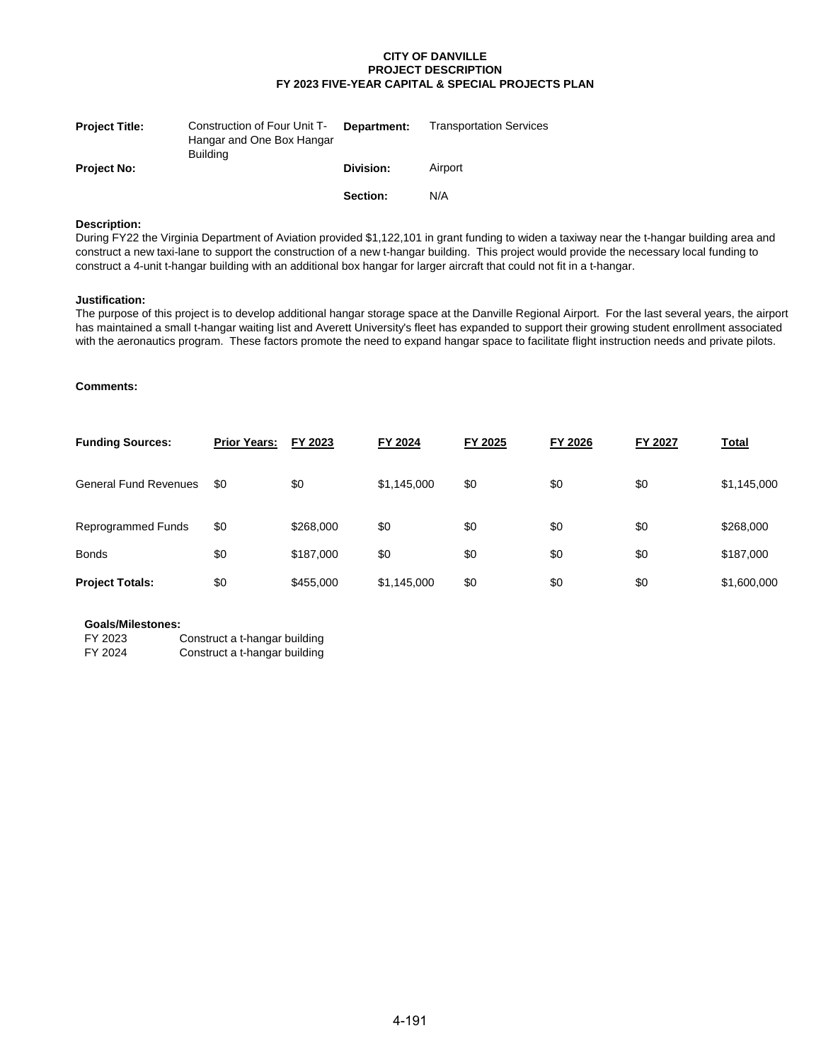**CITY OF DANVILLE**
**PROJECT DESCRIPTION**
**FY 2023 FIVE-YEAR CAPITAL & SPECIAL PROJECTS PLAN**

| | | | |
|---|---|---|---|
| **Project Title:** | Construction of Four Unit T-Hangar and One Box Hangar Building | **Department:** | Transportation Services |
| **Project No:** | | **Division:** | Airport |
| | | **Section:** | N/A |

**Description:**
During FY22 the Virginia Department of Aviation provided $1,122,101 in grant funding to widen a taxiway near the t-hangar building area and construct a new taxi-lane to support the construction of a new t-hangar building. This project would provide the necessary local funding to construct a 4-unit t-hangar building with an additional box hangar for larger aircraft that could not fit in a t-hangar.

**Justification:**
The purpose of this project is to develop additional hangar storage space at the Danville Regional Airport. For the last several years, the airport has maintained a small t-hangar waiting list and Averett University's fleet has expanded to support their growing student enrollment associated with the aeronautics program. These factors promote the need to expand hangar space to facilitate flight instruction needs and private pilots.

**Comments:**

| **Funding Sources:** | **Prior Years:** | **FY 2023** | **FY 2024** | **FY 2025** | **FY 2026** | **FY 2027** | **Total** |
|---|---|---|---|---|---|---|---|
| General Fund Revenues | $0 | $0 | $1,145,000 | $0 | $0 | $0 | $1,145,000 |
| Reprogrammed Funds | $0 | $268,000 | $0 | $0 | $0 | $0 | $268,000 |
| Bonds | $0 | $187,000 | $0 | $0 | $0 | $0 | $187,000 |
| **Project Totals:** | $0 | $455,000 | $1,145,000 | $0 | $0 | $0 | $1,600,000 |

**Goals/Milestones:**

FY 2023 Construct a t-hangar building
FY 2024 Construct a t-hangar building